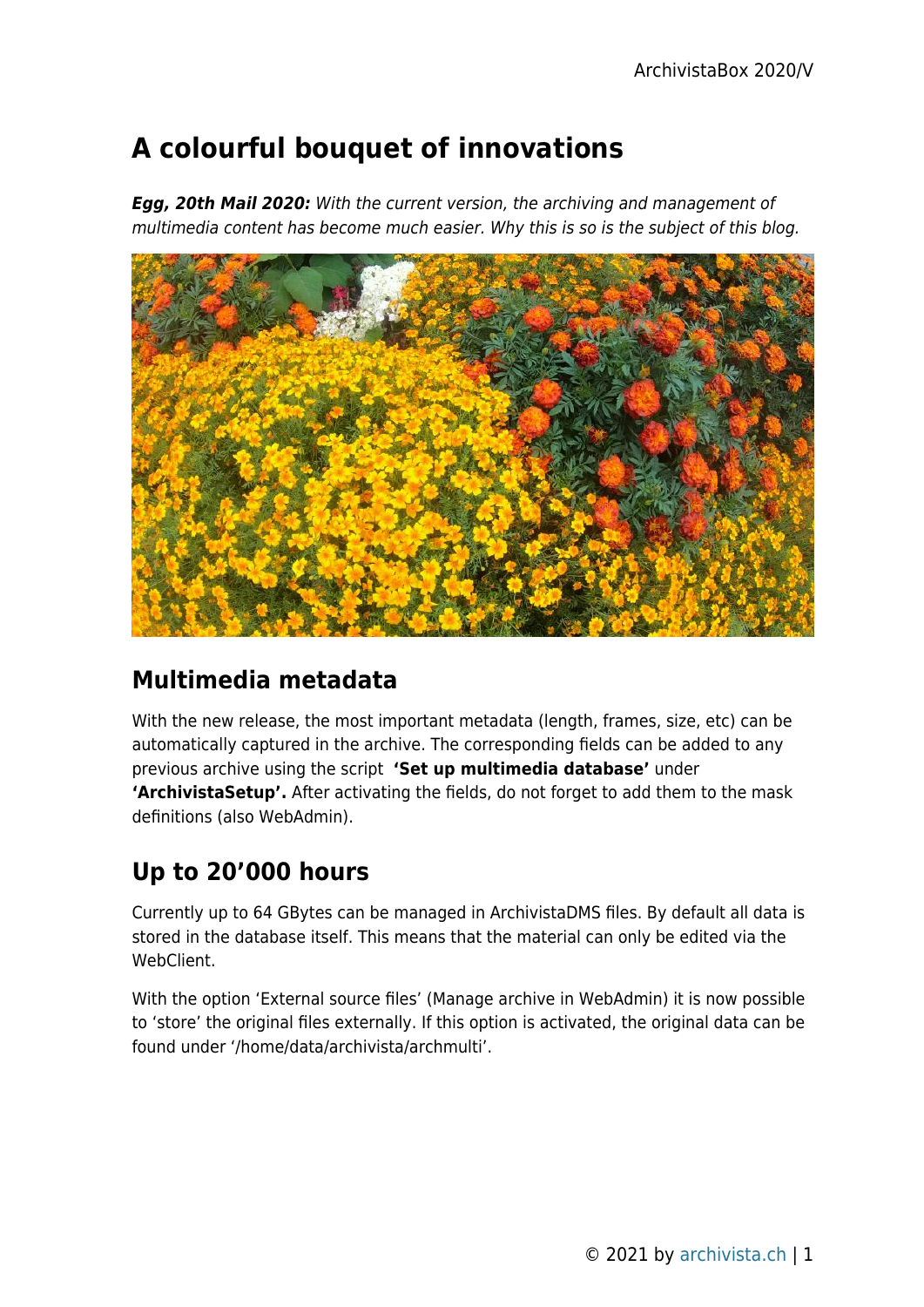# A colourful bouquet of innovations

***Egg, 20th Mail 2020:*** *With the current version, the archiving and management of multimedia content has become much easier. Why this is so is the subject of this blog.*

## Multimedia metadata

With the new release, the most important metadata (length, frames, size, etc) can be automatically captured in the archive. The corresponding fields can be added to any previous archive using the script **'Set up multimedia database'** under **'ArchivistaSetup'.** After activating the fields, do not forget to add them to the mask definitions (also WebAdmin).

## Up to 20'000 hours

Currently up to 64 GBytes can be managed in ArchivistaDMS files. By default all data is stored in the database itself. This means that the material can only be edited via the WebClient.

With the option 'External source files' (Manage archive in WebAdmin) it is now possible to 'store' the original files externally. If this option is activated, the original data can be found under '/home/data/archivista/archmulti'.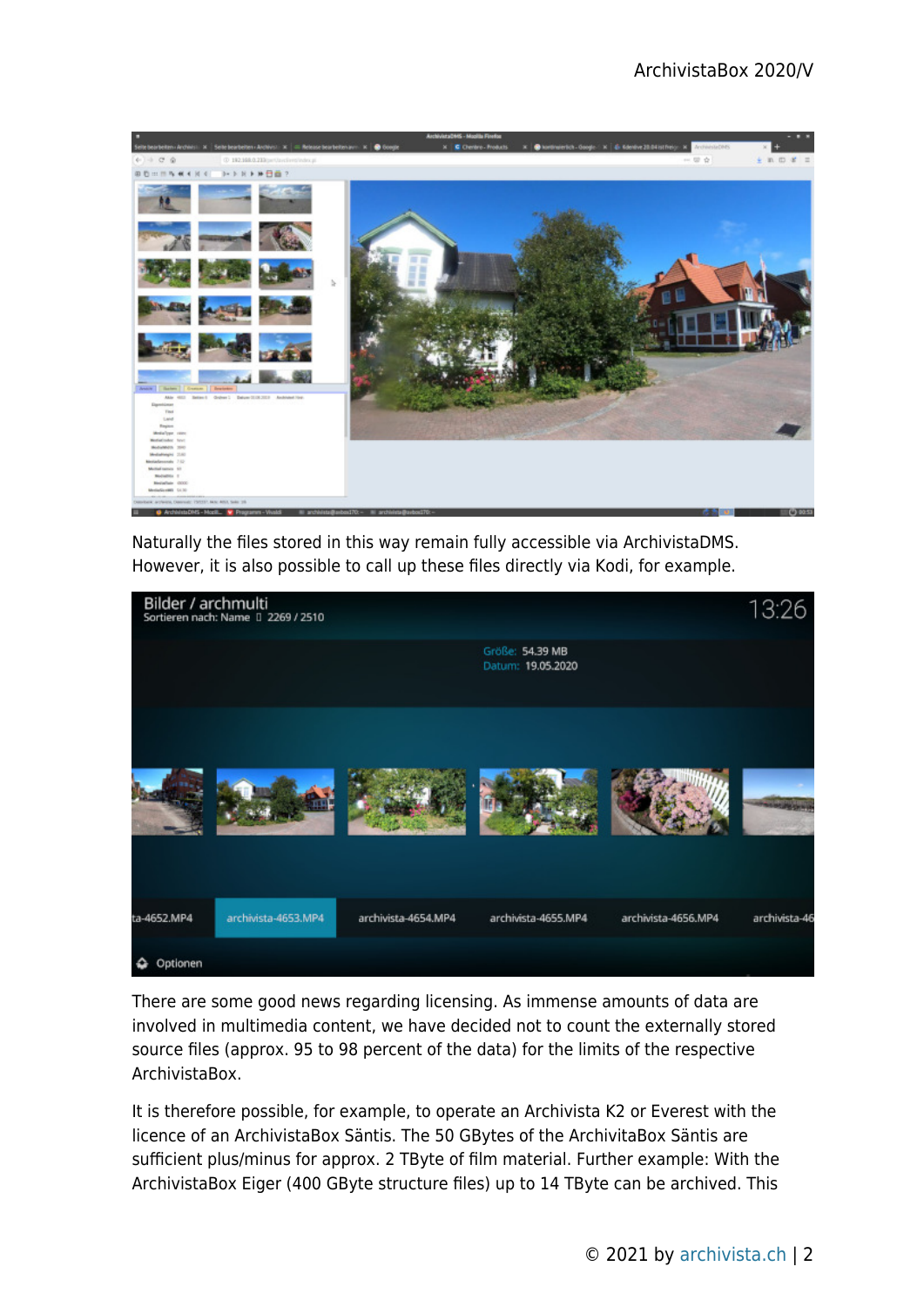Naturally the files stored in this way remain fully accessible via ArchivistaDMS. However, it is also possible to call up these files directly via Kodi, for example.

There are some good news regarding licensing. As immense amounts of data are involved in multimedia content, we have decided not to count the externally stored source files (approx. 95 to 98 percent of the data) for the limits of the respective ArchivistaBox.

It is therefore possible, for example, to operate an Archivista K2 or Everest with the licence of an ArchivistaBox Säntis. The 50 GBytes of the ArchivitaBox Säntis are sufficient plus/minus for approx. 2 TByte of film material. Further example: With the ArchivistaBox Eiger (400 GByte structure files) up to 14 TByte can be archived. This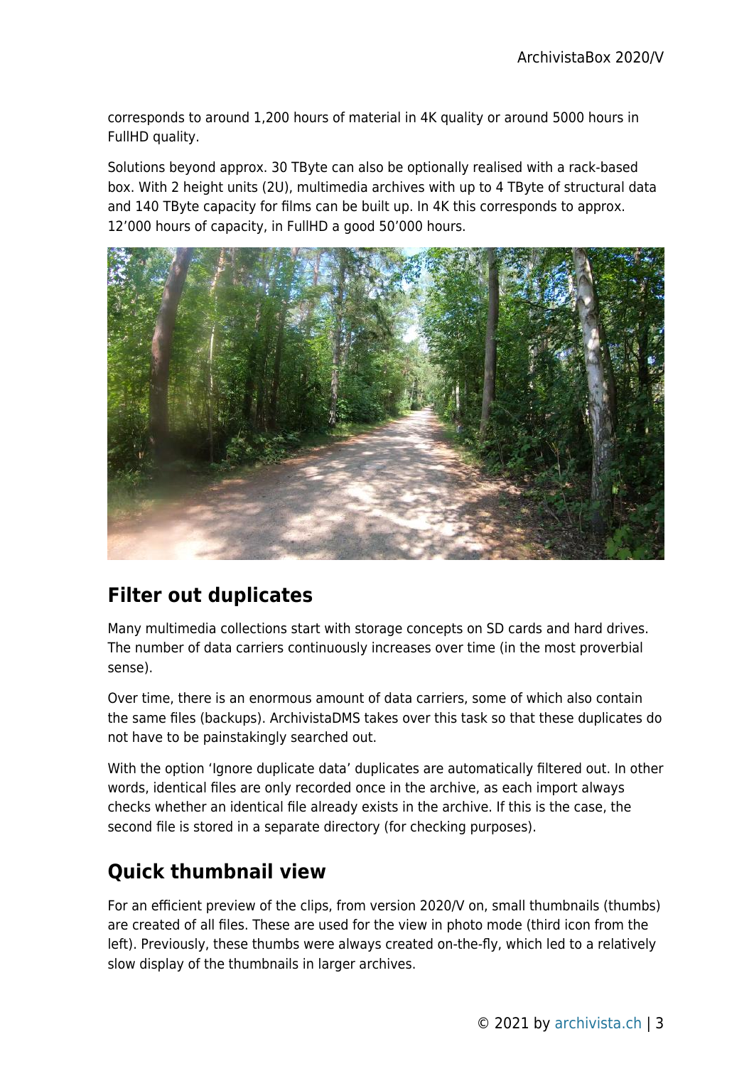corresponds to around 1,200 hours of material in 4K quality or around 5000 hours in FullHD quality.

Solutions beyond approx. 30 TByte can also be optionally realised with a rack-based box. With 2 height units (2U), multimedia archives with up to 4 TByte of structural data and 140 TByte capacity for films can be built up. In 4K this corresponds to approx. 12’000 hours of capacity, in FullHD a good 50’000 hours.

## Filter out duplicates

Many multimedia collections start with storage concepts on SD cards and hard drives. The number of data carriers continuously increases over time (in the most proverbial sense).

Over time, there is an enormous amount of data carriers, some of which also contain the same files (backups). ArchivistaDMS takes over this task so that these duplicates do not have to be painstakingly searched out.

With the option ‘Ignore duplicate data’ duplicates are automatically filtered out. In other words, identical files are only recorded once in the archive, as each import always checks whether an identical file already exists in the archive. If this is the case, the second file is stored in a separate directory (for checking purposes).

## Quick thumbnail view

For an efficient preview of the clips, from version 2020/V on, small thumbnails (thumbs) are created of all files. These are used for the view in photo mode (third icon from the left). Previously, these thumbs were always created on-the-fly, which led to a relatively slow display of the thumbnails in larger archives.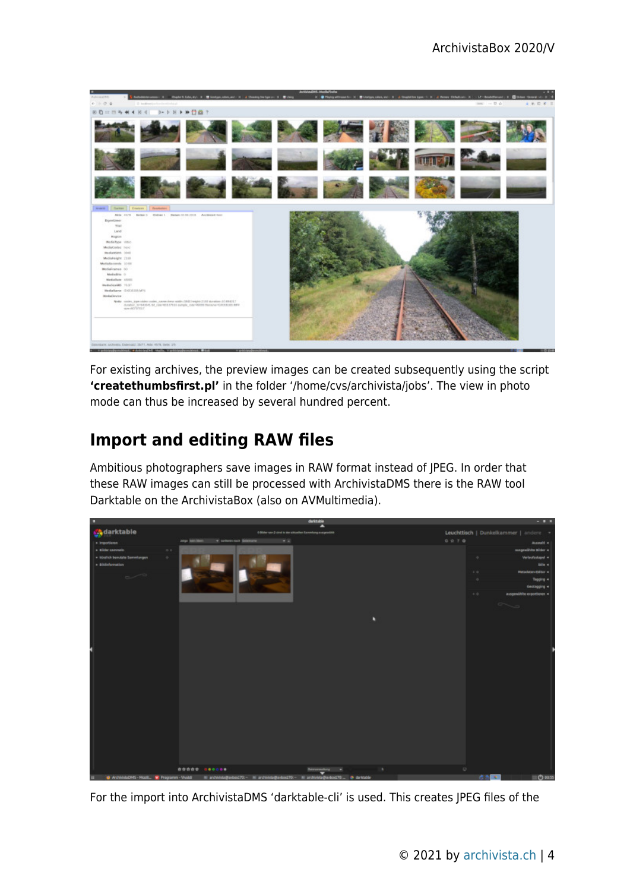For existing archives, the preview images can be created subsequently using the script **'createthumbsfirst.pl'** in the folder '/home/cvs/archivista/jobs'. The view in photo mode can thus be increased by several hundred percent.

## Import and editing RAW files

Ambitious photographers save images in RAW format instead of JPEG. In order that these RAW images can still be processed with ArchivistaDMS there is the RAW tool Darktable on the ArchivistaBox (also on AVMultimedia).

For the import into ArchivistaDMS 'darktable-cli' is used. This creates JPEG files of the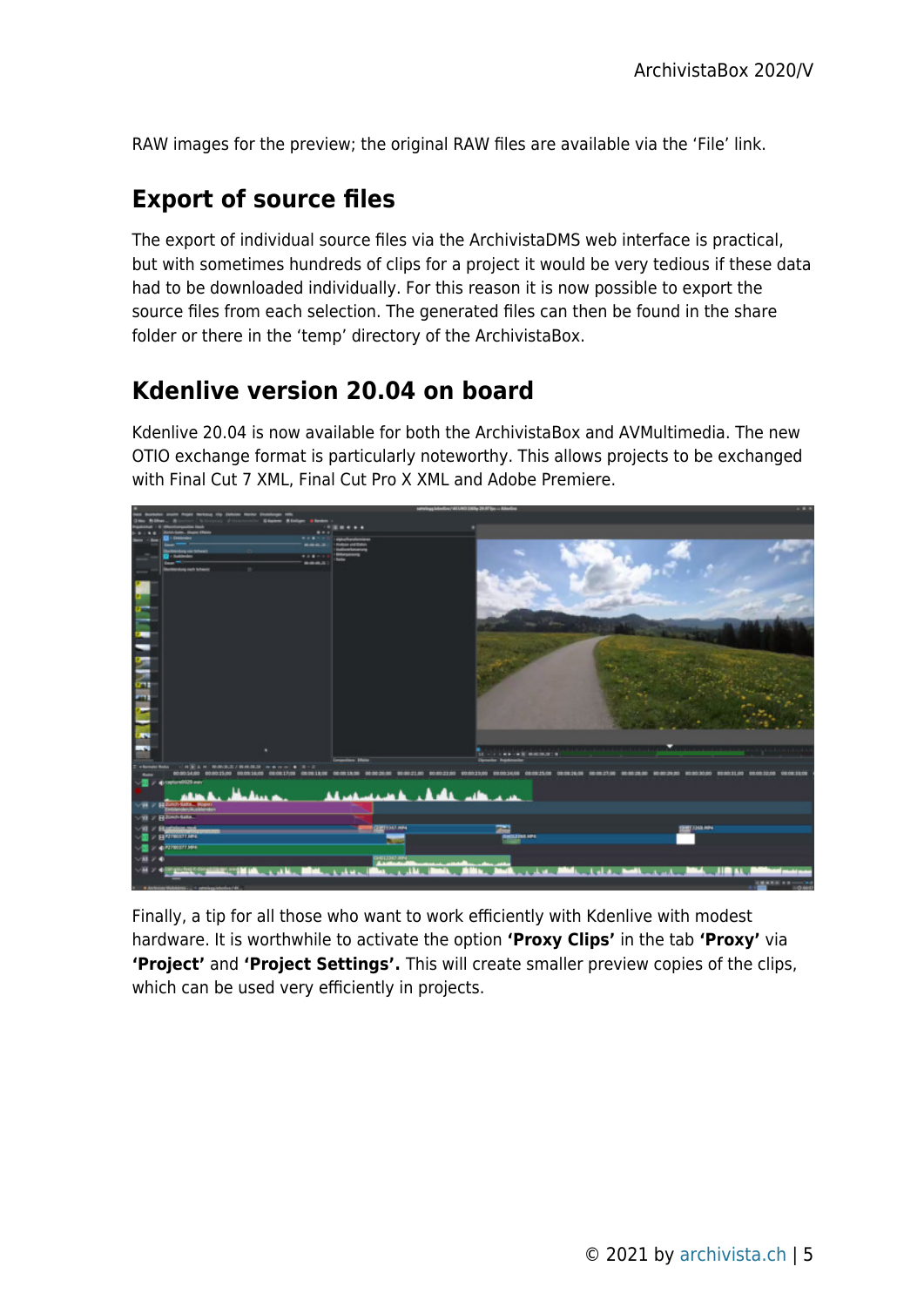RAW images for the preview; the original RAW files are available via the ‘File’ link.

## Export of source files

The export of individual source files via the ArchivistaDMS web interface is practical, but with sometimes hundreds of clips for a project it would be very tedious if these data had to be downloaded individually. For this reason it is now possible to export the source files from each selection. The generated files can then be found in the share folder or there in the ‘temp’ directory of the ArchivistaBox.

## Kdenlive version 20.04 on board

Kdenlive 20.04 is now available for both the ArchivistaBox and AVMultimedia. The new OTIO exchange format is particularly noteworthy. This allows projects to be exchanged with Final Cut 7 XML, Final Cut Pro X XML and Adobe Premiere.

Finally, a tip for all those who want to work efficiently with Kdenlive with modest hardware. It is worthwhile to activate the option **‘Proxy Clips’** in the tab **‘Proxy’** via **‘Project’** and **‘Project Settings’.** This will create smaller preview copies of the clips, which can be used very efficiently in projects.